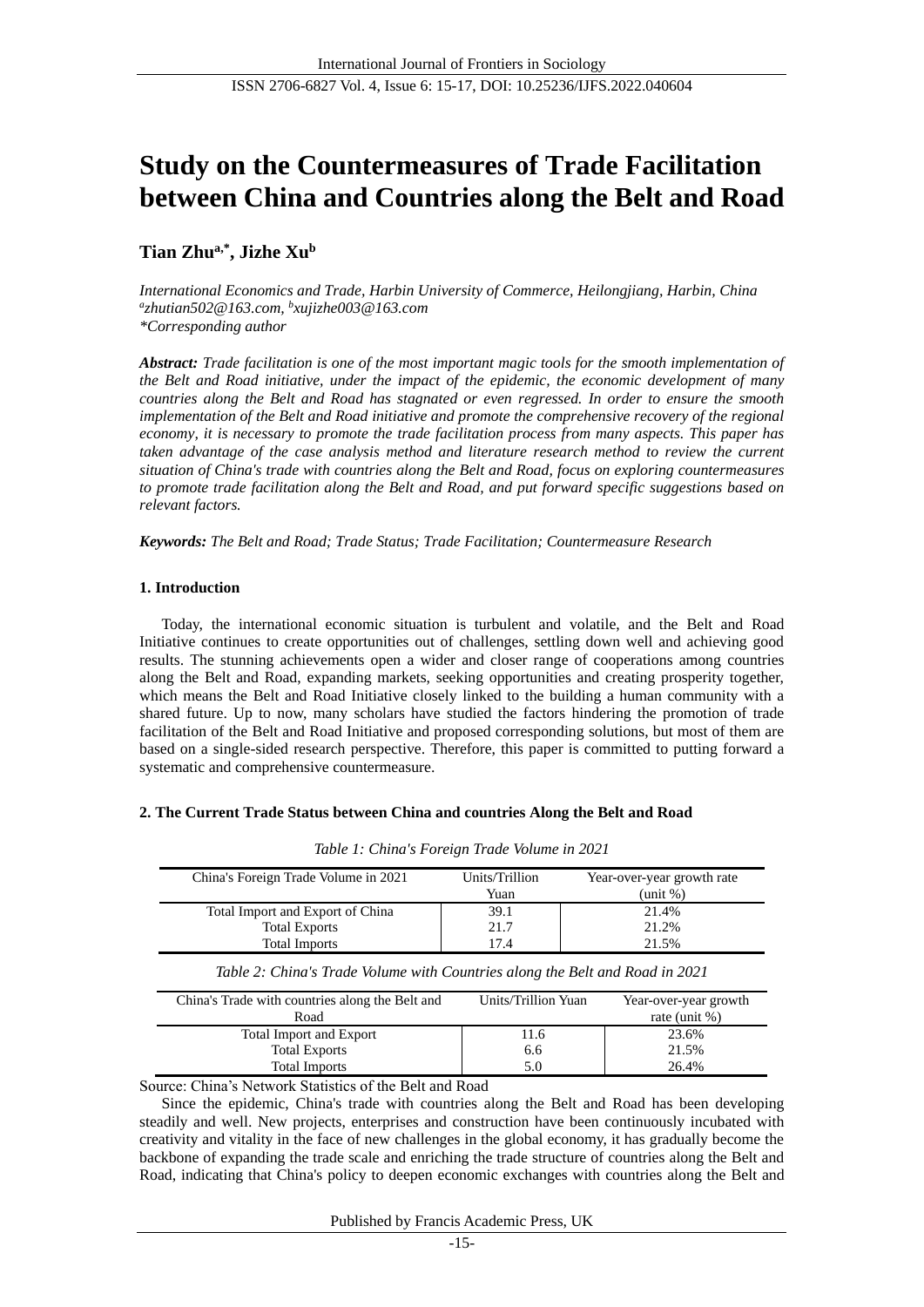# Study on the Countermeasures of Trade Facilitation between China and Countries along the Belt and Road

**Tian Zhu[a,*], Jizhe Xu[b]**

*International Economics and Trade, Harbin University of Commerce, Heilongjiang, Harbin, China*
*[a]zhutian502@163.com, [b]xujizhe003@163.com*
*\*Corresponding author*

***Abstract:*** *Trade facilitation is one of the most important magic tools for the smooth implementation of the Belt and Road initiative, under the impact of the epidemic, the economic development of many countries along the Belt and Road has stagnated or even regressed. In order to ensure the smooth implementation of the Belt and Road initiative and promote the comprehensive recovery of the regional economy, it is necessary to promote the trade facilitation process from many aspects. This paper has taken advantage of the case analysis method and literature research method to review the current situation of China's trade with countries along the Belt and Road, focus on exploring countermeasures to promote trade facilitation along the Belt and Road, and put forward specific suggestions based on relevant factors.*

***Keywords:*** *The Belt and Road; Trade Status; Trade Facilitation; Countermeasure Research*

## 1. Introduction

Today, the international economic situation is turbulent and volatile, and the Belt and Road Initiative continues to create opportunities out of challenges, settling down well and achieving good results. The stunning achievements open a wider and closer range of cooperations among countries along the Belt and Road, expanding markets, seeking opportunities and creating prosperity together, which means the Belt and Road Initiative closely linked to the building a human community with a shared future. Up to now, many scholars have studied the factors hindering the promotion of trade facilitation of the Belt and Road Initiative and proposed corresponding solutions, but most of them are based on a single-sided research perspective. Therefore, this paper is committed to putting forward a systematic and comprehensive countermeasure.

## 2. The Current Trade Status between China and countries Along the Belt and Road

*Table 1: China's Foreign Trade Volume in 2021*

| China's Foreign Trade Volume in 2021 | Units/Trillion Yuan | Year-over-year growth rate (unit %) |
|---|---|---|
| Total Import and Export of China | 39.1 | 21.4% |
| Total Exports | 21.7 | 21.2% |
| Total Imports | 17.4 | 21.5% |

*Table 2: China's Trade Volume with Countries along the Belt and Road in 2021*

| China's Trade with countries along the Belt and Road | Units/Trillion Yuan | Year-over-year growth rate (unit %) |
|---|---|---|
| Total Import and Export | 11.6 | 23.6% |
| Total Exports | 6.6 | 21.5% |
| Total Imports | 5.0 | 26.4% |

Source: China's Network Statistics of the Belt and Road

Since the epidemic, China's trade with countries along the Belt and Road has been developing steadily and well. New projects, enterprises and construction have been continuously incubated with creativity and vitality in the face of new challenges in the global economy, it has gradually become the backbone of expanding the trade scale and enriching the trade structure of countries along the Belt and Road, indicating that China's policy to deepen economic exchanges with countries along the Belt and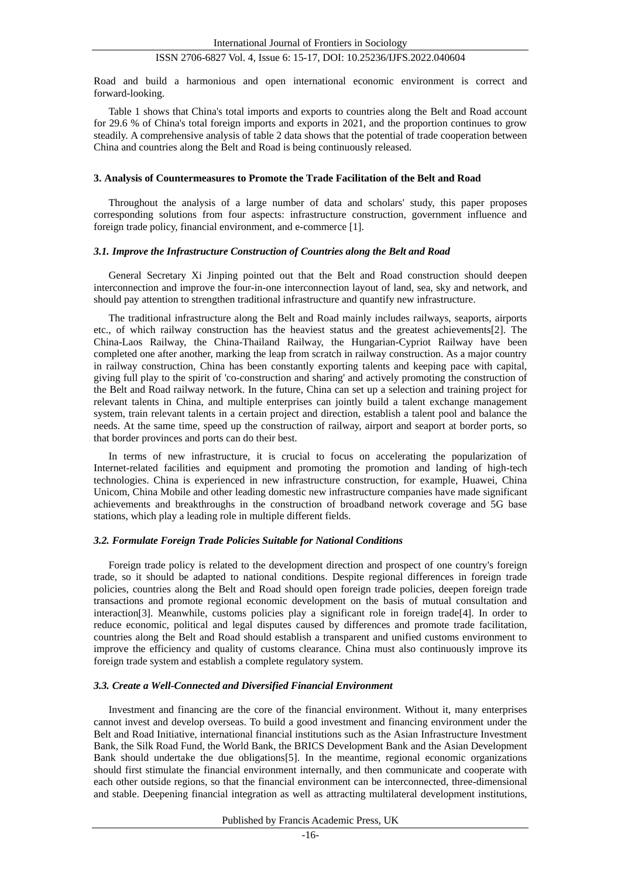Road and build a harmonious and open international economic environment is correct and forward-looking.

Table 1 shows that China's total imports and exports to countries along the Belt and Road account for 29.6 % of China's total foreign imports and exports in 2021, and the proportion continues to grow steadily. A comprehensive analysis of table 2 data shows that the potential of trade cooperation between China and countries along the Belt and Road is being continuously released.

## 3. Analysis of Countermeasures to Promote the Trade Facilitation of the Belt and Road

Throughout the analysis of a large number of data and scholars' study, this paper proposes corresponding solutions from four aspects: infrastructure construction, government influence and foreign trade policy, financial environment, and e-commerce [1].

### *3.1. Improve the Infrastructure Construction of Countries along the Belt and Road*

General Secretary Xi Jinping pointed out that the Belt and Road construction should deepen interconnection and improve the four-in-one interconnection layout of land, sea, sky and network, and should pay attention to strengthen traditional infrastructure and quantify new infrastructure.

The traditional infrastructure along the Belt and Road mainly includes railways, seaports, airports etc., of which railway construction has the heaviest status and the greatest achievements[2]. The China-Laos Railway, the China-Thailand Railway, the Hungarian-Cypriot Railway have been completed one after another, marking the leap from scratch in railway construction. As a major country in railway construction, China has been constantly exporting talents and keeping pace with capital, giving full play to the spirit of 'co-construction and sharing' and actively promoting the construction of the Belt and Road railway network. In the future, China can set up a selection and training project for relevant talents in China, and multiple enterprises can jointly build a talent exchange management system, train relevant talents in a certain project and direction, establish a talent pool and balance the needs. At the same time, speed up the construction of railway, airport and seaport at border ports, so that border provinces and ports can do their best.

In terms of new infrastructure, it is crucial to focus on accelerating the popularization of Internet-related facilities and equipment and promoting the promotion and landing of high-tech technologies. China is experienced in new infrastructure construction, for example, Huawei, China Unicom, China Mobile and other leading domestic new infrastructure companies have made significant achievements and breakthroughs in the construction of broadband network coverage and 5G base stations, which play a leading role in multiple different fields.

### *3.2. Formulate Foreign Trade Policies Suitable for National Conditions*

Foreign trade policy is related to the development direction and prospect of one country's foreign trade, so it should be adapted to national conditions. Despite regional differences in foreign trade policies, countries along the Belt and Road should open foreign trade policies, deepen foreign trade transactions and promote regional economic development on the basis of mutual consultation and interaction[3]. Meanwhile, customs policies play a significant role in foreign trade[4]. In order to reduce economic, political and legal disputes caused by differences and promote trade facilitation, countries along the Belt and Road should establish a transparent and unified customs environment to improve the efficiency and quality of customs clearance. China must also continuously improve its foreign trade system and establish a complete regulatory system.

### *3.3. Create a Well-Connected and Diversified Financial Environment*

Investment and financing are the core of the financial environment. Without it, many enterprises cannot invest and develop overseas. To build a good investment and financing environment under the Belt and Road Initiative, international financial institutions such as the Asian Infrastructure Investment Bank, the Silk Road Fund, the World Bank, the BRICS Development Bank and the Asian Development Bank should undertake the due obligations[5]. In the meantime, regional economic organizations should first stimulate the financial environment internally, and then communicate and cooperate with each other outside regions, so that the financial environment can be interconnected, three-dimensional and stable. Deepening financial integration as well as attracting multilateral development institutions,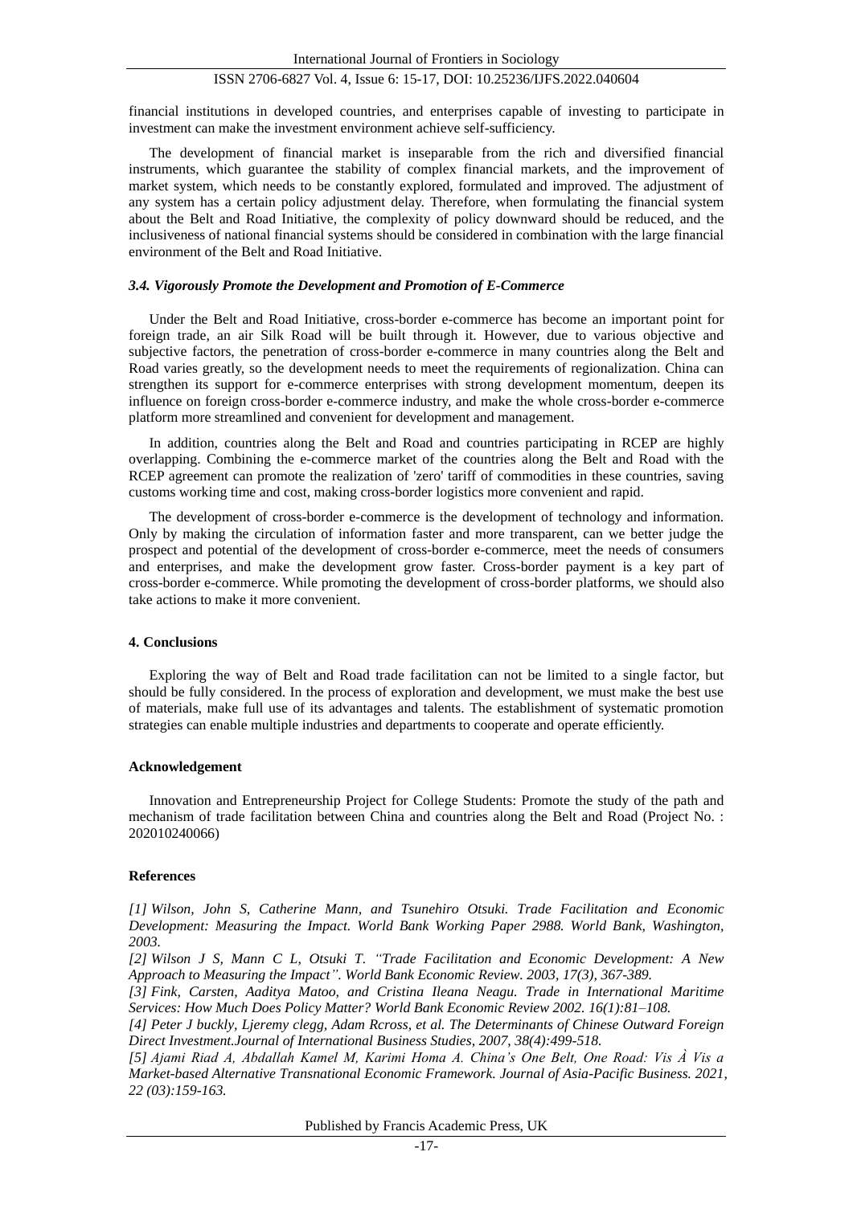financial institutions in developed countries, and enterprises capable of investing to participate in investment can make the investment environment achieve self-sufficiency.

The development of financial market is inseparable from the rich and diversified financial instruments, which guarantee the stability of complex financial markets, and the improvement of market system, which needs to be constantly explored, formulated and improved. The adjustment of any system has a certain policy adjustment delay. Therefore, when formulating the financial system about the Belt and Road Initiative, the complexity of policy downward should be reduced, and the inclusiveness of national financial systems should be considered in combination with the large financial environment of the Belt and Road Initiative.

### *3.4. Vigorously Promote the Development and Promotion of E-Commerce*

Under the Belt and Road Initiative, cross-border e-commerce has become an important point for foreign trade, an air Silk Road will be built through it. However, due to various objective and subjective factors, the penetration of cross-border e-commerce in many countries along the Belt and Road varies greatly, so the development needs to meet the requirements of regionalization. China can strengthen its support for e-commerce enterprises with strong development momentum, deepen its influence on foreign cross-border e-commerce industry, and make the whole cross-border e-commerce platform more streamlined and convenient for development and management.

In addition, countries along the Belt and Road and countries participating in RCEP are highly overlapping. Combining the e-commerce market of the countries along the Belt and Road with the RCEP agreement can promote the realization of 'zero' tariff of commodities in these countries, saving customs working time and cost, making cross-border logistics more convenient and rapid.

The development of cross-border e-commerce is the development of technology and information. Only by making the circulation of information faster and more transparent, can we better judge the prospect and potential of the development of cross-border e-commerce, meet the needs of consumers and enterprises, and make the development grow faster. Cross-border payment is a key part of cross-border e-commerce. While promoting the development of cross-border platforms, we should also take actions to make it more convenient.

## 4. Conclusions

Exploring the way of Belt and Road trade facilitation can not be limited to a single factor, but should be fully considered. In the process of exploration and development, we must make the best use of materials, make full use of its advantages and talents. The establishment of systematic promotion strategies can enable multiple industries and departments to cooperate and operate efficiently.

## Acknowledgement

Innovation and Entrepreneurship Project for College Students: Promote the study of the path and mechanism of trade facilitation between China and countries along the Belt and Road (Project No. : 202010240066)

## References

*[1] Wilson, John S, Catherine Mann, and Tsunehiro Otsuki. Trade Facilitation and Economic Development: Measuring the Impact. World Bank Working Paper 2988. World Bank, Washington, 2003.*

*[2] Wilson J S, Mann C L, Otsuki T. "Trade Facilitation and Economic Development: A New Approach to Measuring the Impact". World Bank Economic Review. 2003, 17(3), 367-389.*

*[3] Fink, Carsten, Aaditya Matoo, and Cristina Ileana Neagu. Trade in International Maritime Services: How Much Does Policy Matter? World Bank Economic Review 2002. 16(1):81–108.*

*[4] Peter J buckly, Ljeremy clegg, Adam Rcross, et al. The Determinants of Chinese Outward Foreign Direct Investment.Journal of International Business Studies, 2007, 38(4):499-518.*

*[5] Ajami Riad A, Abdallah Kamel M, Karimi Homa A. China's One Belt, One Road: Vis À Vis a Market-based Alternative Transnational Economic Framework. Journal of Asia-Pacific Business. 2021, 22 (03):159-163.*